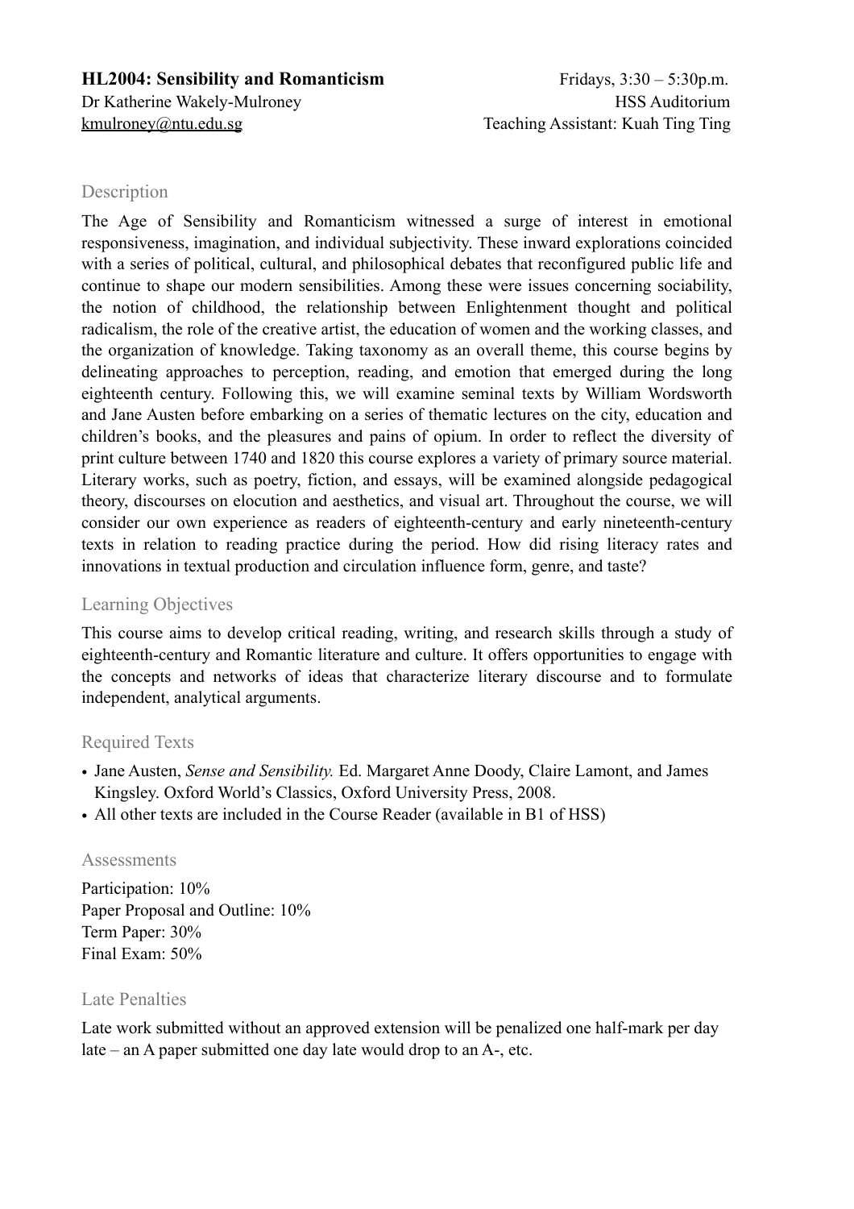**HL2004: Sensibility and Romanticism**
Dr Katherine Wakely-Mulroney
kmulroney@ntu.edu.sg

Fridays, 3:30 – 5:30p.m.
HSS Auditorium
Teaching Assistant: Kuah Ting Ting

## Description

The Age of Sensibility and Romanticism witnessed a surge of interest in emotional responsiveness, imagination, and individual subjectivity. These inward explorations coincided with a series of political, cultural, and philosophical debates that reconfigured public life and continue to shape our modern sensibilities. Among these were issues concerning sociability, the notion of childhood, the relationship between Enlightenment thought and political radicalism, the role of the creative artist, the education of women and the working classes, and the organization of knowledge. Taking taxonomy as an overall theme, this course begins by delineating approaches to perception, reading, and emotion that emerged during the long eighteenth century. Following this, we will examine seminal texts by William Wordsworth and Jane Austen before embarking on a series of thematic lectures on the city, education and children's books, and the pleasures and pains of opium. In order to reflect the diversity of print culture between 1740 and 1820 this course explores a variety of primary source material. Literary works, such as poetry, fiction, and essays, will be examined alongside pedagogical theory, discourses on elocution and aesthetics, and visual art. Throughout the course, we will consider our own experience as readers of eighteenth-century and early nineteenth-century texts in relation to reading practice during the period. How did rising literacy rates and innovations in textual production and circulation influence form, genre, and taste?

## Learning Objectives

This course aims to develop critical reading, writing, and research skills through a study of eighteenth-century and Romantic literature and culture. It offers opportunities to engage with the concepts and networks of ideas that characterize literary discourse and to formulate independent, analytical arguments.

## Required Texts

- Jane Austen, *Sense and Sensibility.* Ed. Margaret Anne Doody, Claire Lamont, and James Kingsley. Oxford World's Classics, Oxford University Press, 2008.
- All other texts are included in the Course Reader (available in B1 of HSS)

## Assessments

Participation: 10%
Paper Proposal and Outline: 10%
Term Paper: 30%
Final Exam: 50%

## Late Penalties

Late work submitted without an approved extension will be penalized one half-mark per day late – an A paper submitted one day late would drop to an A-, etc.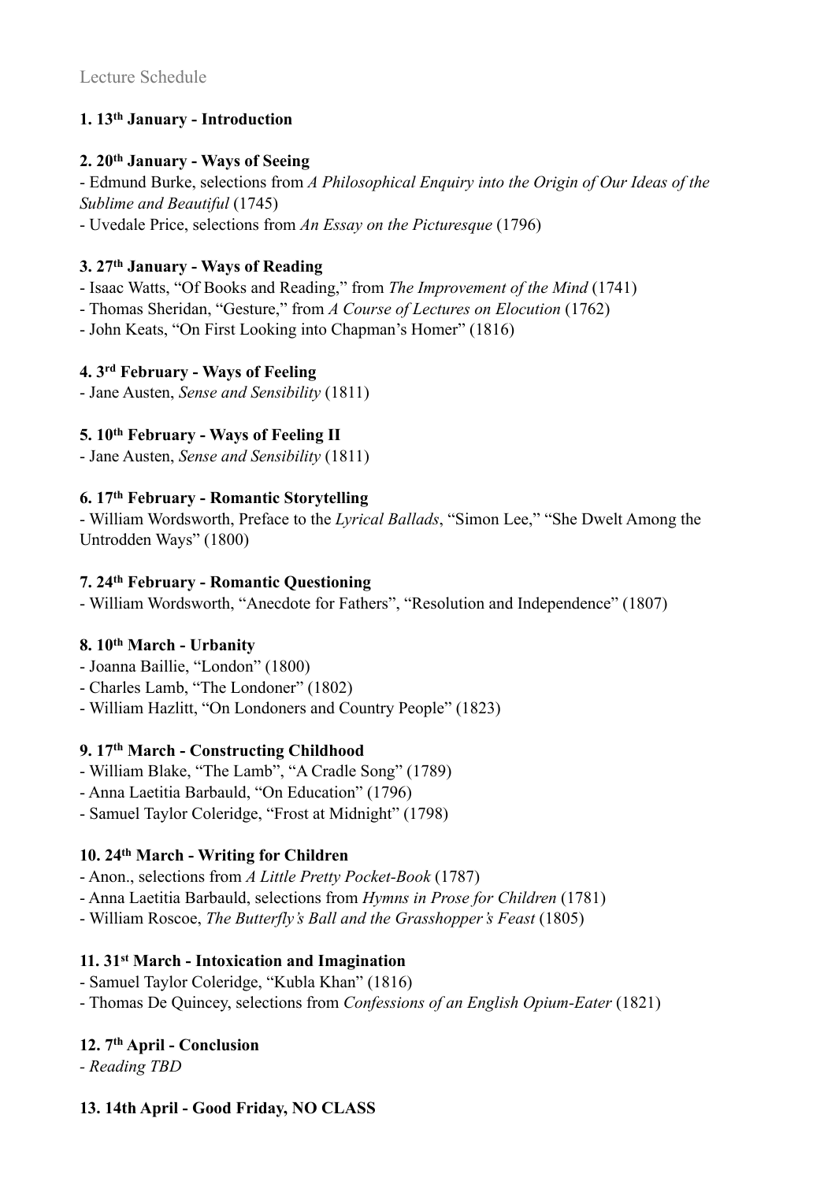Lecture Schedule

**1. 13th January - Introduction**

**2. 20th January - Ways of Seeing**

- Edmund Burke, selections from *A Philosophical Enquiry into the Origin of Our Ideas of the Sublime and Beautiful* (1745)
- Uvedale Price, selections from *An Essay on the Picturesque* (1796)

**3. 27th January - Ways of Reading**

- Isaac Watts, "Of Books and Reading," from *The Improvement of the Mind* (1741)
- Thomas Sheridan, "Gesture," from *A Course of Lectures on Elocution* (1762)
- John Keats, "On First Looking into Chapman's Homer" (1816)

**4. 3rd February - Ways of Feeling**

- Jane Austen, *Sense and Sensibility* (1811)

**5. 10th February - Ways of Feeling II**

- Jane Austen, *Sense and Sensibility* (1811)

**6. 17th February - Romantic Storytelling**

- William Wordsworth, Preface to the *Lyrical Ballads*, "Simon Lee," "She Dwelt Among the Untrodden Ways" (1800)

**7. 24th February - Romantic Questioning**

- William Wordsworth, "Anecdote for Fathers", "Resolution and Independence" (1807)

**8. 10th March - Urbanity**

- Joanna Baillie, "London" (1800)
- Charles Lamb, "The Londoner" (1802)
- William Hazlitt, "On Londoners and Country People" (1823)

**9. 17th March - Constructing Childhood**

- William Blake, "The Lamb", "A Cradle Song" (1789)
- Anna Laetitia Barbauld, "On Education" (1796)
- Samuel Taylor Coleridge, "Frost at Midnight" (1798)

**10. 24th March - Writing for Children**

- Anon., selections from *A Little Pretty Pocket-Book* (1787)
- Anna Laetitia Barbauld, selections from *Hymns in Prose for Children* (1781)
- William Roscoe, *The Butterfly's Ball and the Grasshopper's Feast* (1805)

**11. 31st March - Intoxication and Imagination**

- Samuel Taylor Coleridge, "Kubla Khan" (1816)
- Thomas De Quincey, selections from *Confessions of an English Opium-Eater* (1821)

**12. 7th April - Conclusion**

- *Reading TBD*

**13. 14th April - Good Friday, NO CLASS**